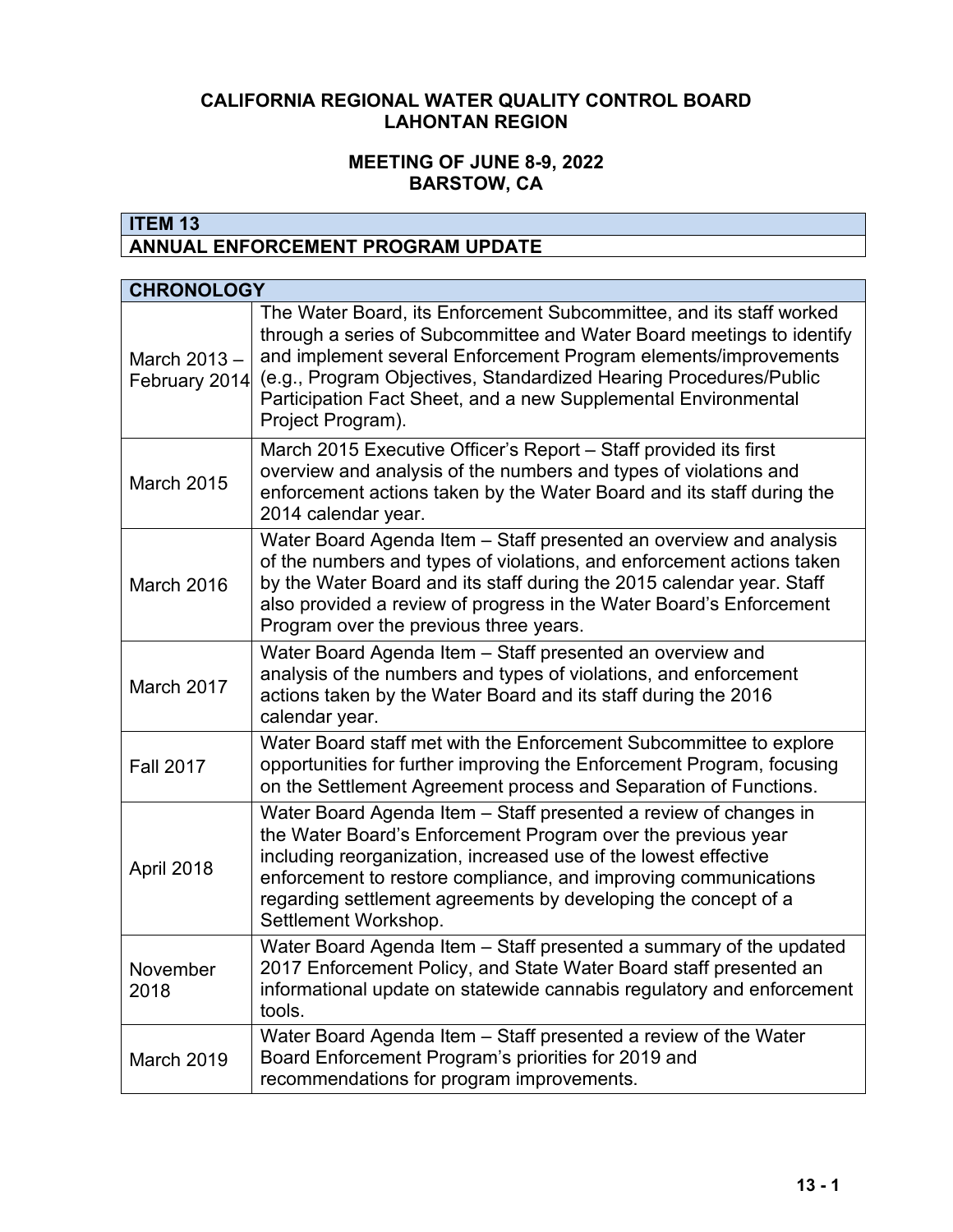**CALIFORNIA REGIONAL WATER QUALITY CONTROL BOARD**
**LAHONTAN REGION**

**MEETING OF JUNE 8-9, 2022**
**BARSTOW, CA**

## ITEM 13
## ANNUAL ENFORCEMENT PROGRAM UPDATE

| CHRONOLOGY | |
|---|---|
| March 2013 – February 2014 | The Water Board, its Enforcement Subcommittee, and its staff worked through a series of Subcommittee and Water Board meetings to identify and implement several Enforcement Program elements/improvements (e.g., Program Objectives, Standardized Hearing Procedures/Public Participation Fact Sheet, and a new Supplemental Environmental Project Program). |
| March 2015 | March 2015 Executive Officer's Report – Staff provided its first overview and analysis of the numbers and types of violations and enforcement actions taken by the Water Board and its staff during the 2014 calendar year. |
| March 2016 | Water Board Agenda Item – Staff presented an overview and analysis of the numbers and types of violations, and enforcement actions taken by the Water Board and its staff during the 2015 calendar year. Staff also provided a review of progress in the Water Board's Enforcement Program over the previous three years. |
| March 2017 | Water Board Agenda Item – Staff presented an overview and analysis of the numbers and types of violations, and enforcement actions taken by the Water Board and its staff during the 2016 calendar year. |
| Fall 2017 | Water Board staff met with the Enforcement Subcommittee to explore opportunities for further improving the Enforcement Program, focusing on the Settlement Agreement process and Separation of Functions. |
| April 2018 | Water Board Agenda Item – Staff presented a review of changes in the Water Board's Enforcement Program over the previous year including reorganization, increased use of the lowest effective enforcement to restore compliance, and improving communications regarding settlement agreements by developing the concept of a Settlement Workshop. |
| November 2018 | Water Board Agenda Item – Staff presented a summary of the updated 2017 Enforcement Policy, and State Water Board staff presented an informational update on statewide cannabis regulatory and enforcement tools. |
| March 2019 | Water Board Agenda Item – Staff presented a review of the Water Board Enforcement Program's priorities for 2019 and recommendations for program improvements. |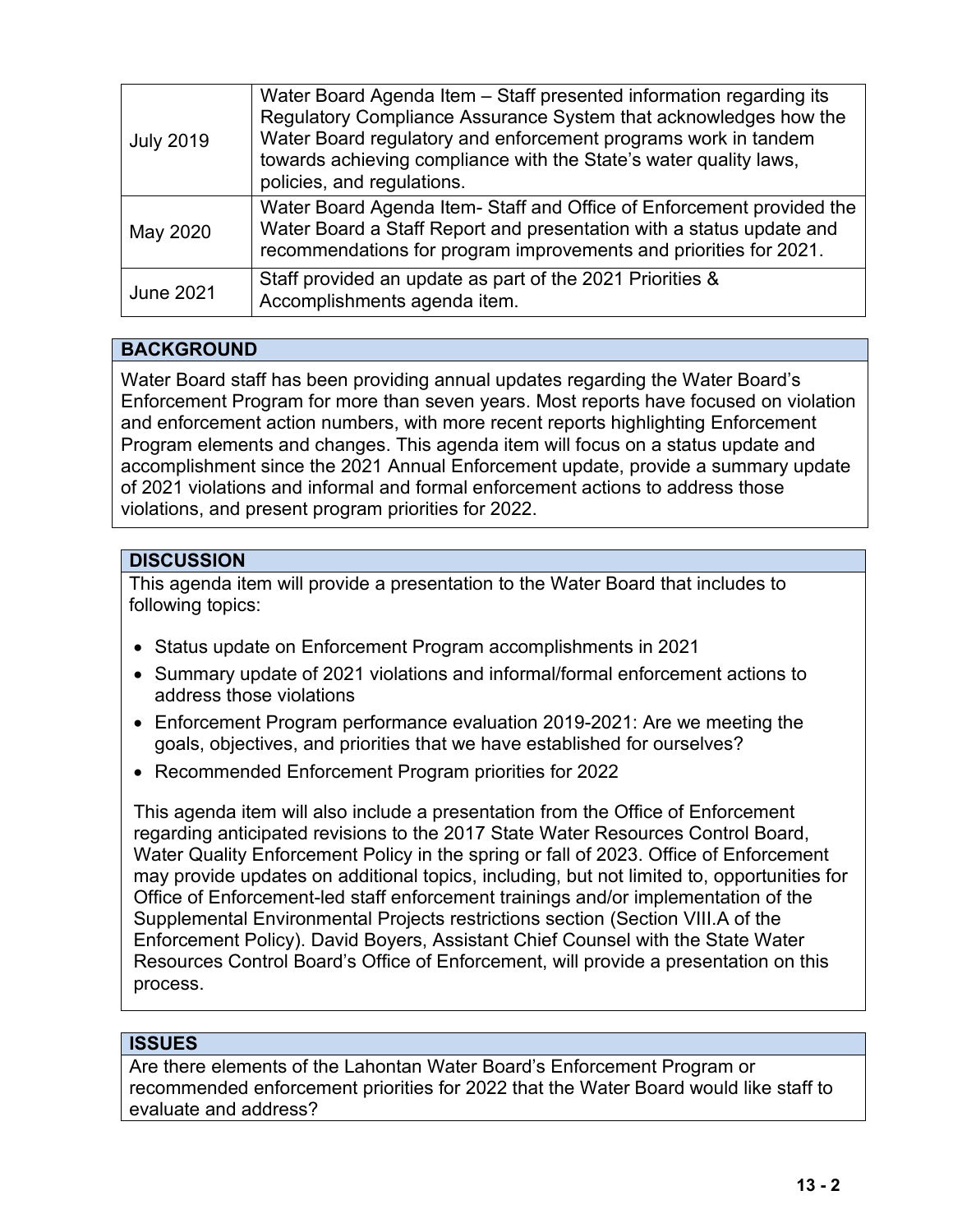| | |
|---|---|
| July 2019 | Water Board Agenda Item – Staff presented information regarding its Regulatory Compliance Assurance System that acknowledges how the Water Board regulatory and enforcement programs work in tandem towards achieving compliance with the State's water quality laws, policies, and regulations. |
| May 2020 | Water Board Agenda Item- Staff and Office of Enforcement provided the Water Board a Staff Report and presentation with a status update and recommendations for program improvements and priorities for 2021. |
| June 2021 | Staff provided an update as part of the 2021 Priorities & Accomplishments agenda item. |

## BACKGROUND

Water Board staff has been providing annual updates regarding the Water Board's Enforcement Program for more than seven years. Most reports have focused on violation and enforcement action numbers, with more recent reports highlighting Enforcement Program elements and changes. This agenda item will focus on a status update and accomplishment since the 2021 Annual Enforcement update, provide a summary update of 2021 violations and informal and formal enforcement actions to address those violations, and present program priorities for 2022.

## DISCUSSION

This agenda item will provide a presentation to the Water Board that includes to following topics:

- Status update on Enforcement Program accomplishments in 2021
- Summary update of 2021 violations and informal/formal enforcement actions to address those violations
- Enforcement Program performance evaluation 2019-2021: Are we meeting the goals, objectives, and priorities that we have established for ourselves?
- Recommended Enforcement Program priorities for 2022

This agenda item will also include a presentation from the Office of Enforcement regarding anticipated revisions to the 2017 State Water Resources Control Board, Water Quality Enforcement Policy in the spring or fall of 2023. Office of Enforcement may provide updates on additional topics, including, but not limited to, opportunities for Office of Enforcement-led staff enforcement trainings and/or implementation of the Supplemental Environmental Projects restrictions section (Section VIII.A of the Enforcement Policy). David Boyers, Assistant Chief Counsel with the State Water Resources Control Board's Office of Enforcement, will provide a presentation on this process.

## ISSUES

Are there elements of the Lahontan Water Board's Enforcement Program or recommended enforcement priorities for 2022 that the Water Board would like staff to evaluate and address?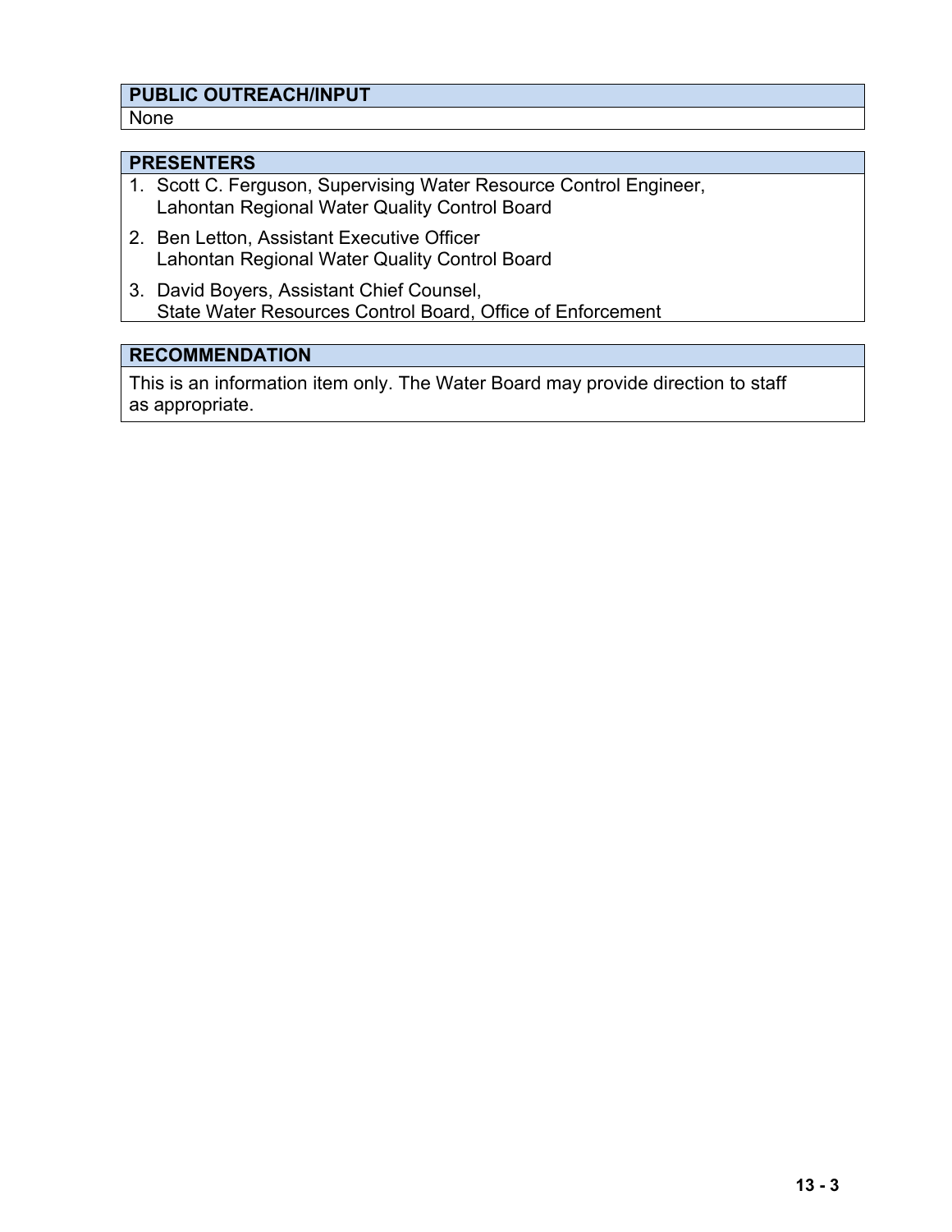## PUBLIC OUTREACH/INPUT

None

## PRESENTERS

1. Scott C. Ferguson, Supervising Water Resource Control Engineer, Lahontan Regional Water Quality Control Board
2. Ben Letton, Assistant Executive Officer Lahontan Regional Water Quality Control Board
3. David Boyers, Assistant Chief Counsel, State Water Resources Control Board, Office of Enforcement

## RECOMMENDATION

This is an information item only. The Water Board may provide direction to staff as appropriate.